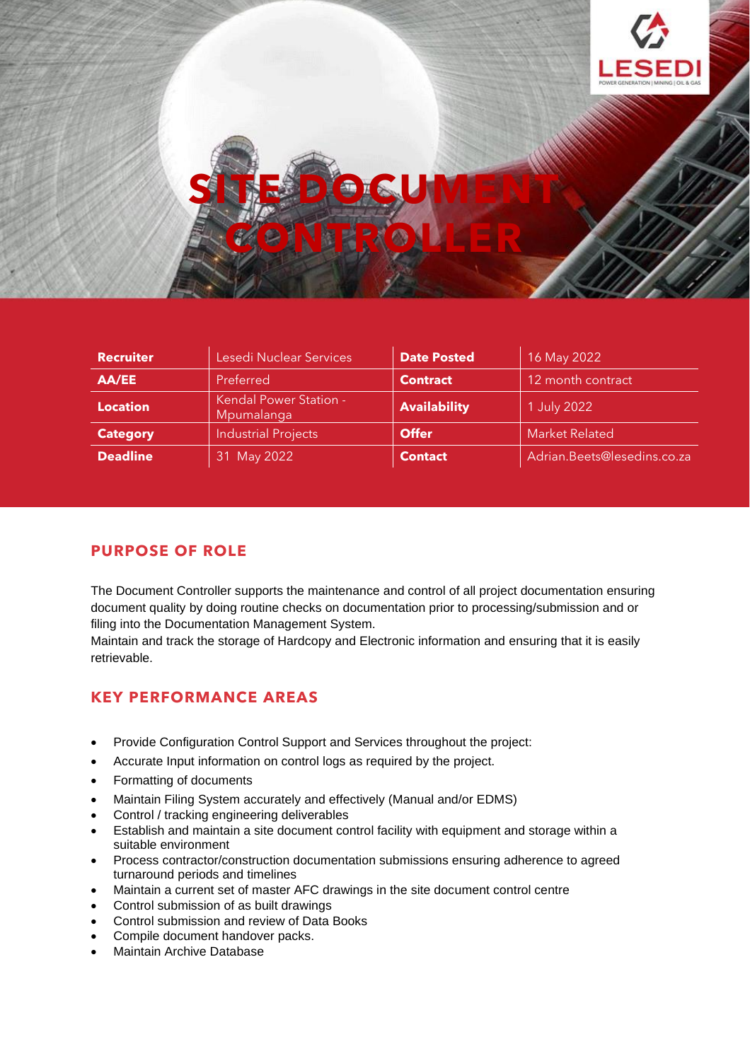# SITE DOCUMENT CONTROLLER

| Recruiter | Lesedi Nuclear Services | Date Posted | 16 May 2022 |
|---|---|---|---|
| AA/EE | Preferred | Contract | 12 month contract |
| Location | Kendal Power Station - Mpumalanga | Availability | 1 July 2022 |
| Category | Industrial Projects | Offer | Market Related |
| Deadline | 31 May 2022 | Contact | Adrian.Beets@lesedins.co.za |

## PURPOSE OF ROLE

The Document Controller supports the maintenance and control of all project documentation ensuring document quality by doing routine checks on documentation prior to processing/submission and or filing into the Documentation Management System.
Maintain and track the storage of Hardcopy and Electronic information and ensuring that it is easily retrievable.

## KEY PERFORMANCE AREAS

- Provide Configuration Control Support and Services throughout the project:
- Accurate Input information on control logs as required by the project.
- Formatting of documents
- Maintain Filing System accurately and effectively (Manual and/or EDMS)
- Control / tracking engineering deliverables
- Establish and maintain a site document control facility with equipment and storage within a suitable environment
- Process contractor/construction documentation submissions ensuring adherence to agreed turnaround periods and timelines
- Maintain a current set of master AFC drawings in the site document control centre
- Control submission of as built drawings
- Control submission and review of Data Books
- Compile document handover packs.
- Maintain Archive Database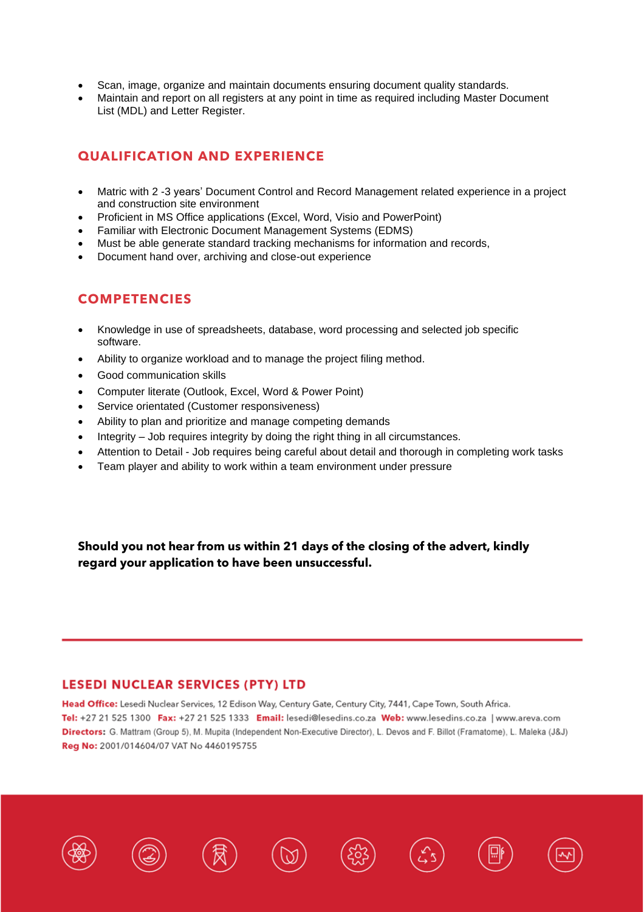- Scan, image, organize and maintain documents ensuring document quality standards.
- Maintain and report on all registers at any point in time as required including Master Document List (MDL) and Letter Register.

## QUALIFICATION AND EXPERIENCE

- Matric with 2 -3 years' Document Control and Record Management related experience in a project and construction site environment
- Proficient in MS Office applications (Excel, Word, Visio and PowerPoint)
- Familiar with Electronic Document Management Systems (EDMS)
- Must be able generate standard tracking mechanisms for information and records,
- Document hand over, archiving and close-out experience

## COMPETENCIES

- Knowledge in use of spreadsheets, database, word processing and selected job specific software.
- Ability to organize workload and to manage the project filing method.
- Good communication skills
- Computer literate (Outlook, Excel, Word & Power Point)
- Service orientated (Customer responsiveness)
- Ability to plan and prioritize and manage competing demands
- Integrity – Job requires integrity by doing the right thing in all circumstances.
- Attention to Detail - Job requires being careful about detail and thorough in completing work tasks
- Team player and ability to work within a team environment under pressure

**Should you not hear from us within 21 days of the closing of the advert, kindly regard your application to have been unsuccessful.**

**LESEDI NUCLEAR SERVICES (PTY) LTD**

**Head Office:** Lesedi Nuclear Services, 12 Edison Way, Century Gate, Century City, 7441, Cape Town, South Africa.
**Tel:** +27 21 525 1300 **Fax:** +27 21 525 1333 **Email:** lesedi@lesedins.co.za **Web:** www.lesedins.co.za | www.areva.com
**Directors:** G. Mattram (Group 5), M. Mupita (Independent Non-Executive Director), L. Devos and F. Billot (Framatome), L. Maleka (J&J)
**Reg No:** 2001/014604/07 VAT No 4460195755